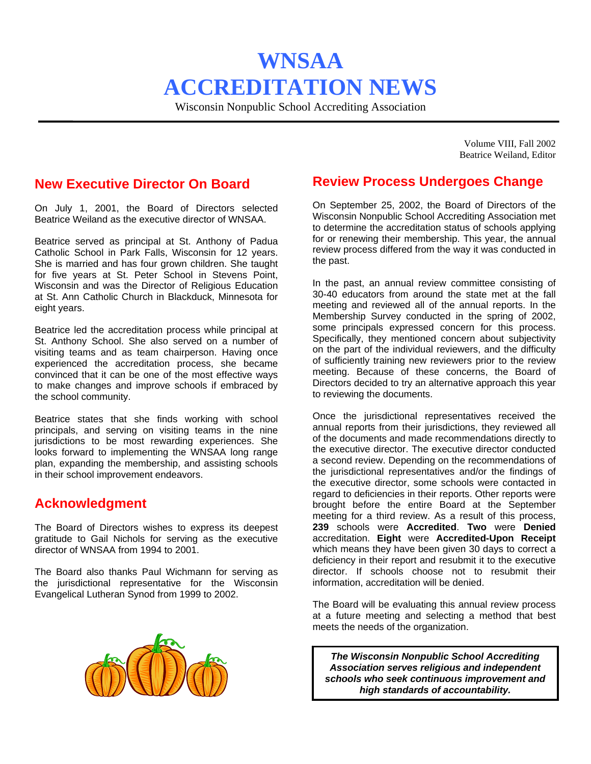# WNSAA ACCREDITATION NEWS

Wisconsin Nonpublic School Accrediting Association

Volume VIII, Fall 2002
Beatrice Weiland, Editor

## New Executive Director On Board

On July 1, 2001, the Board of Directors selected Beatrice Weiland as the executive director of WNSAA.

Beatrice served as principal at St. Anthony of Padua Catholic School in Park Falls, Wisconsin for 12 years. She is married and has four grown children. She taught for five years at St. Peter School in Stevens Point, Wisconsin and was the Director of Religious Education at St. Ann Catholic Church in Blackduck, Minnesota for eight years.

Beatrice led the accreditation process while principal at St. Anthony School. She also served on a number of visiting teams and as team chairperson. Having once experienced the accreditation process, she became convinced that it can be one of the most effective ways to make changes and improve schools if embraced by the school community.

Beatrice states that she finds working with school principals, and serving on visiting teams in the nine jurisdictions to be most rewarding experiences. She looks forward to implementing the WNSAA long range plan, expanding the membership, and assisting schools in their school improvement endeavors.

## Acknowledgment

The Board of Directors wishes to express its deepest gratitude to Gail Nichols for serving as the executive director of WNSAA from 1994 to 2001.

The Board also thanks Paul Wichmann for serving as the jurisdictional representative for the Wisconsin Evangelical Lutheran Synod from 1999 to 2002.

## Review Process Undergoes Change

On September 25, 2002, the Board of Directors of the Wisconsin Nonpublic School Accrediting Association met to determine the accreditation status of schools applying for or renewing their membership. This year, the annual review process differed from the way it was conducted in the past.

In the past, an annual review committee consisting of 30-40 educators from around the state met at the fall meeting and reviewed all of the annual reports. In the Membership Survey conducted in the spring of 2002, some principals expressed concern for this process. Specifically, they mentioned concern about subjectivity on the part of the individual reviewers, and the difficulty of sufficiently training new reviewers prior to the review meeting. Because of these concerns, the Board of Directors decided to try an alternative approach this year to reviewing the documents.

Once the jurisdictional representatives received the annual reports from their jurisdictions, they reviewed all of the documents and made recommendations directly to the executive director. The executive director conducted a second review. Depending on the recommendations of the jurisdictional representatives and/or the findings of the executive director, some schools were contacted in regard to deficiencies in their reports. Other reports were brought before the entire Board at the September meeting for a third review. As a result of this process, **239** schools were **Accredited**. **Two** were **Denied** accreditation. **Eight** were **Accredited-Upon Receipt** which means they have been given 30 days to correct a deficiency in their report and resubmit it to the executive director. If schools choose not to resubmit their information, accreditation will be denied.

The Board will be evaluating this annual review process at a future meeting and selecting a method that best meets the needs of the organization.

***The Wisconsin Nonpublic School Accrediting Association serves religious and independent schools who seek continuous improvement and high standards of accountability.***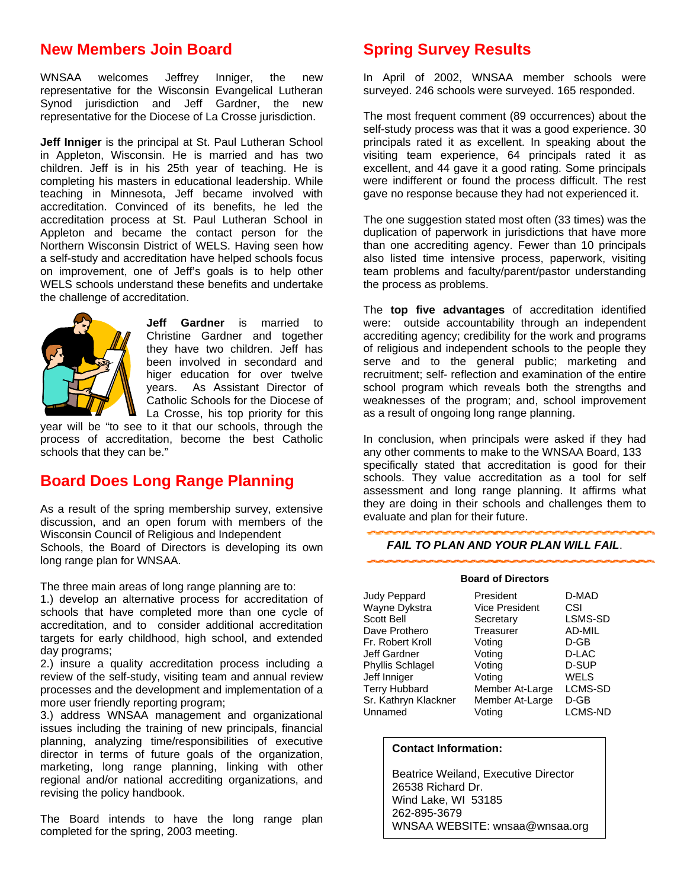## New Members Join Board

WNSAA welcomes Jeffrey Inniger, the new representative for the Wisconsin Evangelical Lutheran Synod jurisdiction and Jeff Gardner, the new representative for the Diocese of La Crosse jurisdiction.

**Jeff Inniger** is the principal at St. Paul Lutheran School in Appleton, Wisconsin. He is married and has two children. Jeff is in his 25th year of teaching. He is completing his masters in educational leadership. While teaching in Minnesota, Jeff became involved with accreditation. Convinced of its benefits, he led the accreditation process at St. Paul Lutheran School in Appleton and became the contact person for the Northern Wisconsin District of WELS. Having seen how a self-study and accreditation have helped schools focus on improvement, one of Jeff's goals is to help other WELS schools understand these benefits and undertake the challenge of accreditation.

**Jeff Gardner** is married to Christine Gardner and together they have two children. Jeff has been involved in secondard and higer education for over twelve years. As Assistant Director of Catholic Schools for the Diocese of La Crosse, his top priority for this year will be "to see to it that our schools, through the process of accreditation, become the best Catholic schools that they can be."

## Board Does Long Range Planning

As a result of the spring membership survey, extensive discussion, and an open forum with members of the Wisconsin Council of Religious and Independent Schools, the Board of Directors is developing its own long range plan for WNSAA.

The three main areas of long range planning are to:

1.) develop an alternative process for accreditation of schools that have completed more than one cycle of accreditation, and to consider additional accreditation targets for early childhood, high school, and extended day programs;

2.) insure a quality accreditation process including a review of the self-study, visiting team and annual review processes and the development and implementation of a more user friendly reporting program;

3.) address WNSAA management and organizational issues including the training of new principals, financial planning, analyzing time/responsibilities of executive director in terms of future goals of the organization, marketing, long range planning, linking with other regional and/or national accrediting organizations, and revising the policy handbook.

The Board intends to have the long range plan completed for the spring, 2003 meeting.

## Spring Survey Results

In April of 2002, WNSAA member schools were surveyed. 246 schools were surveyed. 165 responded.

The most frequent comment (89 occurrences) about the self-study process was that it was a good experience. 30 principals rated it as excellent. In speaking about the visiting team experience, 64 principals rated it as excellent, and 44 gave it a good rating. Some principals were indifferent or found the process difficult. The rest gave no response because they had not experienced it.

The one suggestion stated most often (33 times) was the duplication of paperwork in jurisdictions that have more than one accrediting agency. Fewer than 10 principals also listed time intensive process, paperwork, visiting team problems and faculty/parent/pastor understanding the process as problems.

The **top five advantages** of accreditation identified were: outside accountability through an independent accrediting agency; credibility for the work and programs of religious and independent schools to the people they serve and to the general public; marketing and recruitment; self- reflection and examination of the entire school program which reveals both the strengths and weaknesses of the program; and, school improvement as a result of ongoing long range planning.

In conclusion, when principals were asked if they had any other comments to make to the WNSAA Board, 133 specifically stated that accreditation is good for their schools. They value accreditation as a tool for self assessment and long range planning. It affirms what they are doing in their schools and challenges them to evaluate and plan for their future.

***FAIL TO PLAN AND YOUR PLAN WILL FAIL***.

**Board of Directors**

| | | |
|---|---|---|
| Judy Peppard | President | D-MAD |
| Wayne Dykstra | Vice President | CSI |
| Scott Bell | Secretary | LSMS-SD |
| Dave Prothero | Treasurer | AD-MIL |
| Fr. Robert Kroll | Voting | D-GB |
| Jeff Gardner | Voting | D-LAC |
| Phyllis Schlagel | Voting | D-SUP |
| Jeff Inniger | Voting | WELS |
| Terry Hubbard | Member At-Large | LCMS-SD |
| Sr. Kathryn Klackner | Member At-Large | D-GB |
| Unnamed | Voting | LCMS-ND |

**Contact Information:**

Beatrice Weiland, Executive Director
26538 Richard Dr.
Wind Lake, WI 53185
262-895-3679
WNSAA WEBSITE: wnsaa@wnsaa.org